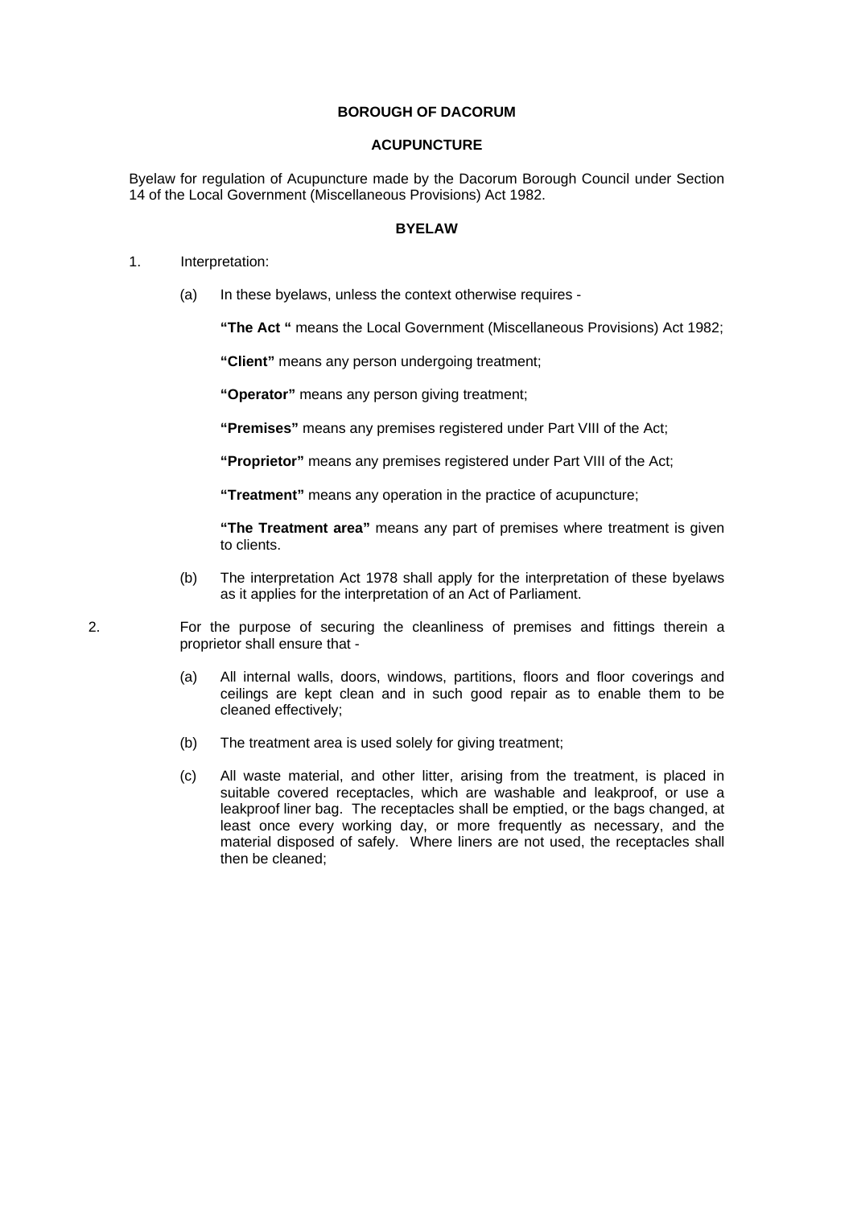# BOROUGH OF DACORUM

## ACUPUNCTURE

Byelaw for regulation of Acupuncture made by the Dacorum Borough Council under Section 14 of the Local Government (Miscellaneous Provisions) Act 1982.

## BYELAW

1. Interpretation:

   (a) In these byelaws, unless the context otherwise requires -

   **"The Act "** means the Local Government (Miscellaneous Provisions) Act 1982;

   **"Client"** means any person undergoing treatment;

   **"Operator"** means any person giving treatment;

   **"Premises"** means any premises registered under Part VIII of the Act;

   **"Proprietor"** means any premises registered under Part VIII of the Act;

   **"Treatment"** means any operation in the practice of acupuncture;

   **"The Treatment area"** means any part of premises where treatment is given to clients.

   (b) The interpretation Act 1978 shall apply for the interpretation of these byelaws as it applies for the interpretation of an Act of Parliament.

2. For the purpose of securing the cleanliness of premises and fittings therein a proprietor shall ensure that -

   (a) All internal walls, doors, windows, partitions, floors and floor coverings and ceilings are kept clean and in such good repair as to enable them to be cleaned effectively;

   (b) The treatment area is used solely for giving treatment;

   (c) All waste material, and other litter, arising from the treatment, is placed in suitable covered receptacles, which are washable and leakproof, or use a leakproof liner bag. The receptacles shall be emptied, or the bags changed, at least once every working day, or more frequently as necessary, and the material disposed of safely. Where liners are not used, the receptacles shall then be cleaned;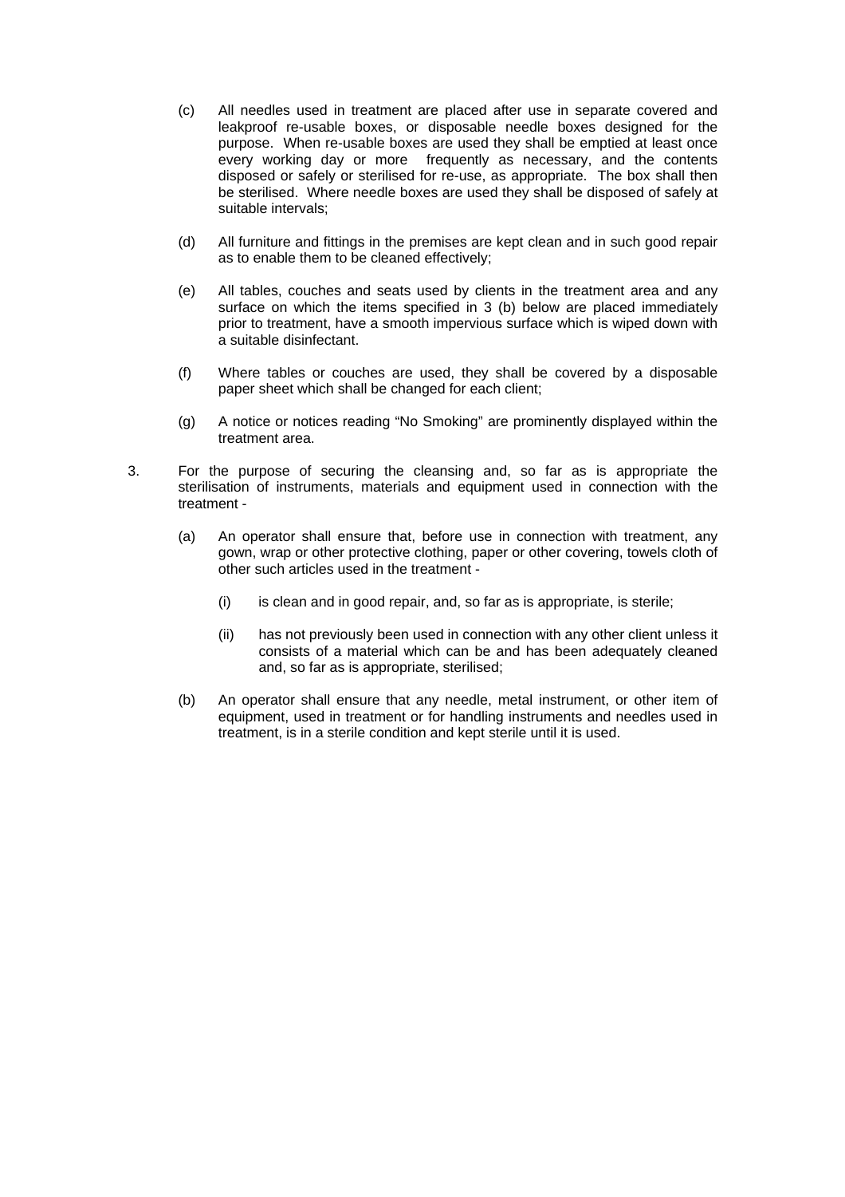(c) All needles used in treatment are placed after use in separate covered and leakproof re-usable boxes, or disposable needle boxes designed for the purpose. When re-usable boxes are used they shall be emptied at least once every working day or more frequently as necessary, and the contents disposed or safely or sterilised for re-use, as appropriate. The box shall then be sterilised. Where needle boxes are used they shall be disposed of safely at suitable intervals;

(d) All furniture and fittings in the premises are kept clean and in such good repair as to enable them to be cleaned effectively;

(e) All tables, couches and seats used by clients in the treatment area and any surface on which the items specified in 3 (b) below are placed immediately prior to treatment, have a smooth impervious surface which is wiped down with a suitable disinfectant.

(f) Where tables or couches are used, they shall be covered by a disposable paper sheet which shall be changed for each client;

(g) A notice or notices reading "No Smoking" are prominently displayed within the treatment area.

3. For the purpose of securing the cleansing and, so far as is appropriate the sterilisation of instruments, materials and equipment used in connection with the treatment -

   (a) An operator shall ensure that, before use in connection with treatment, any gown, wrap or other protective clothing, paper or other covering, towels cloth of other such articles used in the treatment -

      (i) is clean and in good repair, and, so far as is appropriate, is sterile;

      (ii) has not previously been used in connection with any other client unless it consists of a material which can be and has been adequately cleaned and, so far as is appropriate, sterilised;

   (b) An operator shall ensure that any needle, metal instrument, or other item of equipment, used in treatment or for handling instruments and needles used in treatment, is in a sterile condition and kept sterile until it is used.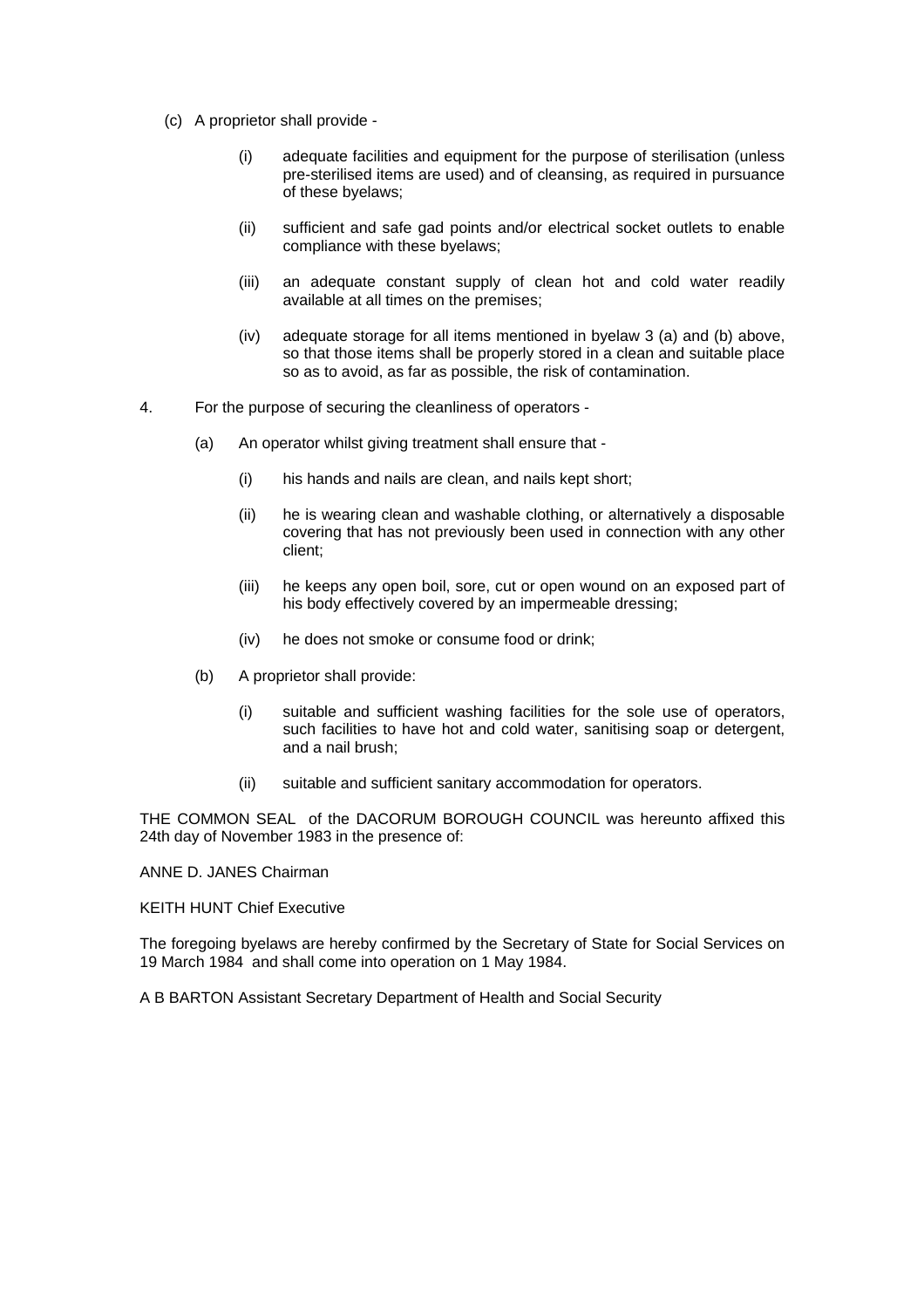(c) A proprietor shall provide -

   (i) adequate facilities and equipment for the purpose of sterilisation (unless pre-sterilised items are used) and of cleansing, as required in pursuance of these byelaws;

   (ii) sufficient and safe gad points and/or electrical socket outlets to enable compliance with these byelaws;

   (iii) an adequate constant supply of clean hot and cold water readily available at all times on the premises;

   (iv) adequate storage for all items mentioned in byelaw 3 (a) and (b) above, so that those items shall be properly stored in a clean and suitable place so as to avoid, as far as possible, the risk of contamination.

4. For the purpose of securing the cleanliness of operators -

   (a) An operator whilst giving treatment shall ensure that -

      (i) his hands and nails are clean, and nails kept short;

      (ii) he is wearing clean and washable clothing, or alternatively a disposable covering that has not previously been used in connection with any other client;

      (iii) he keeps any open boil, sore, cut or open wound on an exposed part of his body effectively covered by an impermeable dressing;

      (iv) he does not smoke or consume food or drink;

   (b) A proprietor shall provide:

      (i) suitable and sufficient washing facilities for the sole use of operators, such facilities to have hot and cold water, sanitising soap or detergent, and a nail brush;

      (ii) suitable and sufficient sanitary accommodation for operators.

THE COMMON SEAL of the DACORUM BOROUGH COUNCIL was hereunto affixed this 24th day of November 1983 in the presence of:

ANNE D. JANES Chairman

KEITH HUNT Chief Executive

The foregoing byelaws are hereby confirmed by the Secretary of State for Social Services on 19 March 1984 and shall come into operation on 1 May 1984.

A B BARTON Assistant Secretary Department of Health and Social Security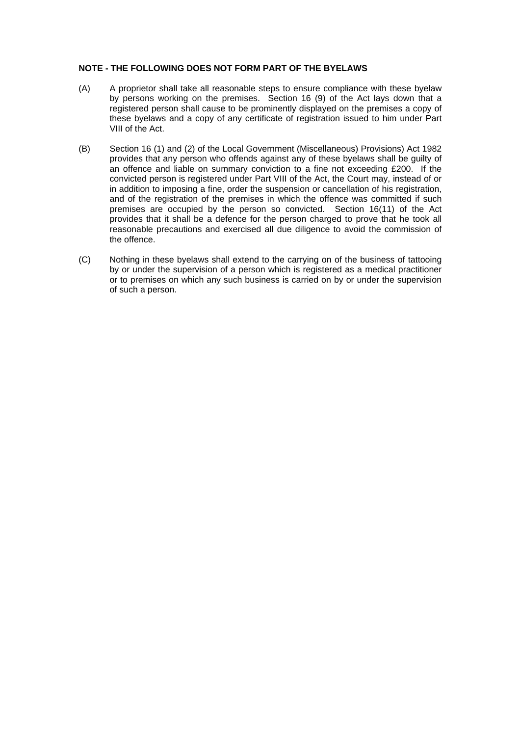**NOTE - THE FOLLOWING DOES NOT FORM PART OF THE BYELAWS**

(A) A proprietor shall take all reasonable steps to ensure compliance with these byelaw by persons working on the premises. Section 16 (9) of the Act lays down that a registered person shall cause to be prominently displayed on the premises a copy of these byelaws and a copy of any certificate of registration issued to him under Part VIII of the Act.

(B) Section 16 (1) and (2) of the Local Government (Miscellaneous) Provisions) Act 1982 provides that any person who offends against any of these byelaws shall be guilty of an offence and liable on summary conviction to a fine not exceeding £200. If the convicted person is registered under Part VIII of the Act, the Court may, instead of or in addition to imposing a fine, order the suspension or cancellation of his registration, and of the registration of the premises in which the offence was committed if such premises are occupied by the person so convicted. Section 16(11) of the Act provides that it shall be a defence for the person charged to prove that he took all reasonable precautions and exercised all due diligence to avoid the commission of the offence.

(C) Nothing in these byelaws shall extend to the carrying on of the business of tattooing by or under the supervision of a person which is registered as a medical practitioner or to premises on which any such business is carried on by or under the supervision of such a person.